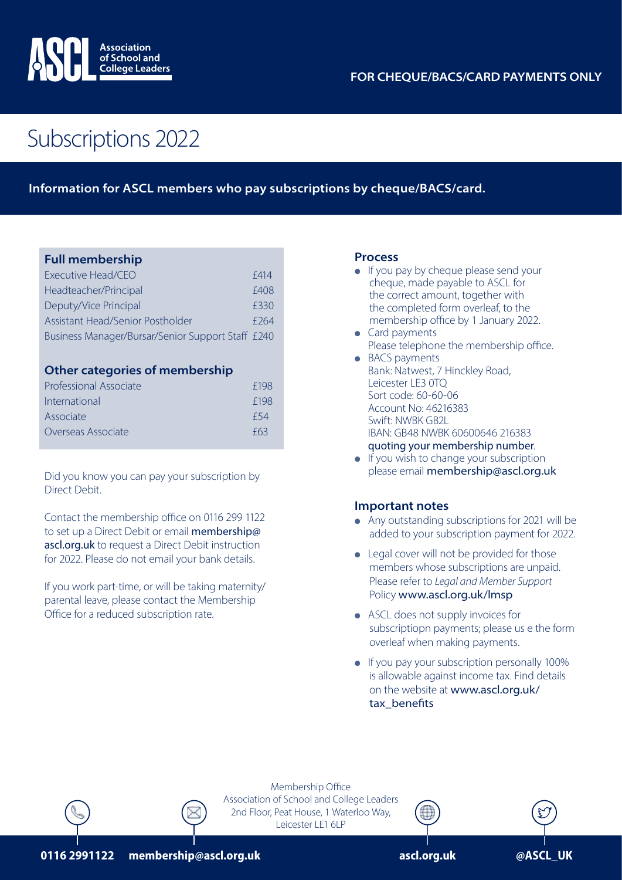Association of School and College Leaders

FOR CHEQUE/BACS/CARD PAYMENTS ONLY

# Subscriptions 2022

**Information for ASCL members who pay subscriptions by cheque/BACS/card.**

### Full membership

| | |
|---|---|
| Executive Head/CEO | £414 |
| Headteacher/Principal | £408 |
| Deputy/Vice Principal | £330 |
| Assistant Head/Senior Postholder | £264 |
| Business Manager/Bursar/Senior Support Staff | £240 |

### Other categories of membership

| | |
|---|---|
| Professional Associate | £198 |
| International | £198 |
| Associate | £54 |
| Overseas Associate | £63 |

Did you know you can pay your subscription by Direct Debit.

Contact the membership office on 0116 299 1122 to set up a Direct Debit or email **membership@ascl.org.uk** to request a Direct Debit instruction for 2022. Please do not email your bank details.

If you work part-time, or will be taking maternity/parental leave, please contact the Membership Office for a reduced subscription rate.

### Process

- If you pay by cheque please send your cheque, made payable to ASCL for the correct amount, together with the completed form overleaf, to the membership office by 1 January 2022.
- Card payments
  Please telephone the membership office.
- BACS payments
  Bank: Natwest, 7 Hinckley Road, Leicester LE3 0TQ
  Sort code: 60-60-06
  Account No: 46216383
  Swift: NWBK GB2L
  IBAN: GB48 NWBK 60600646 216383
  **quoting your membership number**.
- If you wish to change your subscription please email **membership@ascl.org.uk**

### Important notes

- Any outstanding subscriptions for 2021 will be added to your subscription payment for 2022.
- Legal cover will not be provided for those members whose subscriptions are unpaid. Please refer to *Legal and Member Support* Policy **www.ascl.org.uk/lmsp**
- ASCL does not supply invoices for subscriptiopn payments; please us e the form overleaf when making payments.
- If you pay your subscription personally 100% is allowable against income tax. Find details on the website at **www.ascl.org.uk/tax_benefits**

Membership Office
Association of School and College Leaders
2nd Floor, Peat House, 1 Waterloo Way,
Leicester LE1 6LP

**0116 2991122** **membership@ascl.org.uk** **ascl.org.uk** **@ASCL_UK**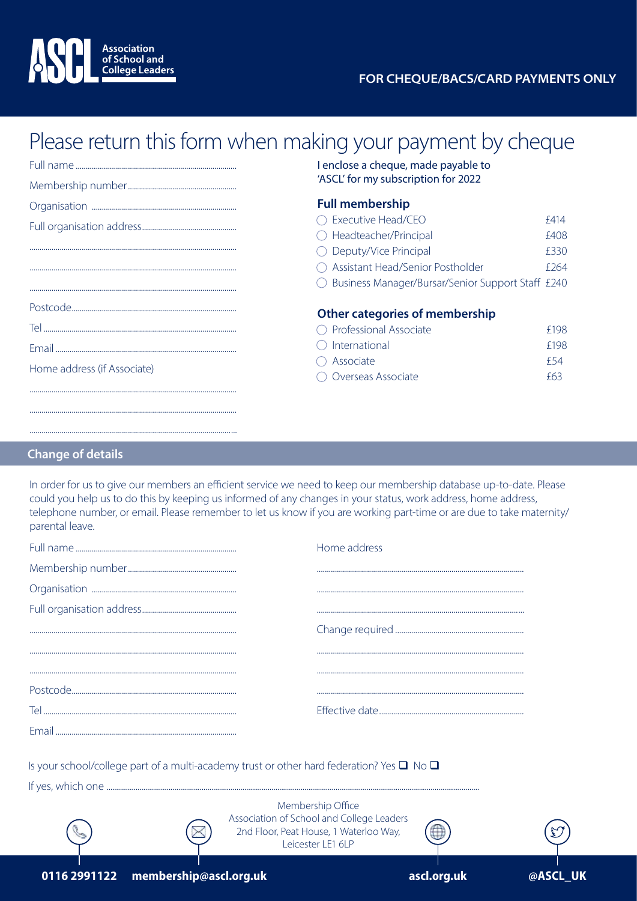ASCL Association of School and College Leaders

**FOR CHEQUE/BACS/CARD PAYMENTS ONLY**

# Please return this form when making your payment by cheque

Full name ..................................................................................

Membership number ........................................................

Organisation ............................................................................

Full organisation address ................................................

..........................................................................................................

..........................................................................................................

..........................................................................................................

Postcode ....................................................................................

Tel ...................................................................................................

Email .............................................................................................

Home address (if Associate)

..........................................................................................................

..........................................................................................................

..........................................................................................................

**I enclose a cheque, made payable to 'ASCL' for my subscription for 2022**

### Full membership

| | |
|---|---|
| ◯ Executive Head/CEO | £414 |
| ◯ Headteacher/Principal | £408 |
| ◯ Deputy/Vice Principal | £330 |
| ◯ Assistant Head/Senior Postholder | £264 |
| ◯ Business Manager/Bursar/Senior Support Staff | £240 |

### Other categories of membership

| | |
|---|---|
| ◯ Professional Associate | £198 |
| ◯ International | £198 |
| ◯ Associate | £54 |
| ◯ Overseas Associate | £63 |

## Change of details

In order for us to give our members an efficient service we need to keep our membership database up-to-date. Please could you help us to do this by keeping us informed of any changes in your status, work address, home address, telephone number, or email. Please remember to let us know if you are working part-time or are due to take maternity/parental leave.

Full name ..................................................................................

Membership number ........................................................

Organisation ............................................................................

Full organisation address ................................................

..........................................................................................................

..........................................................................................................

..........................................................................................................

Postcode ....................................................................................

Tel ...................................................................................................

Email .............................................................................................

Home address

..........................................................................................................

..........................................................................................................

..........................................................................................................

Change required ....................................................................

..........................................................................................................

..........................................................................................................

..........................................................................................................

Effective date ..........................................................................

Is your school/college part of a multi-academy trust or other hard federation? Yes ☐ No ☐

If yes, which one ..........................................................................................................................................................................................

Membership Office
Association of School and College Leaders
2nd Floor, Peat House, 1 Waterloo Way,
Leicester LE1 6LP

**0116 2991122** **membership@ascl.org.uk** **ascl.org.uk** **@ASCL_UK**